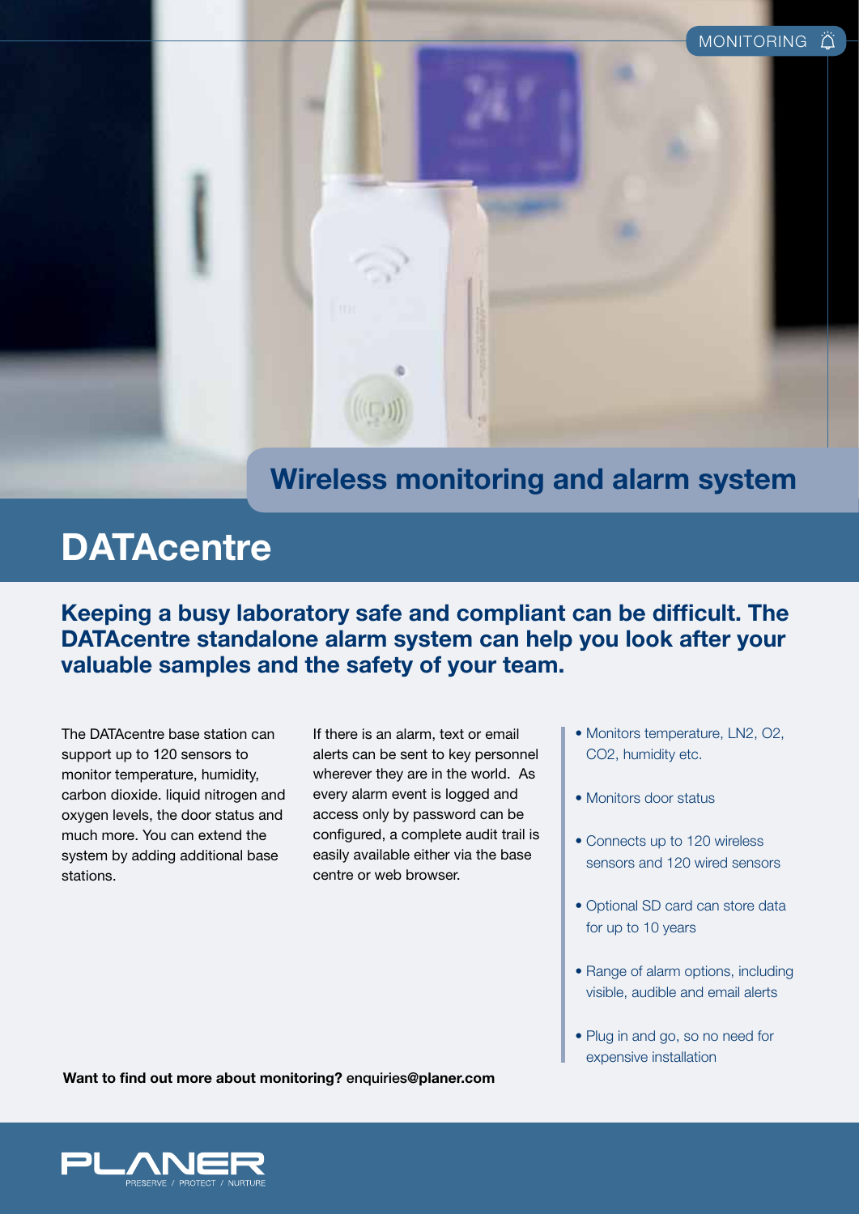MONITORING

## Wireless monitoring and alarm system

# DATAcentre

**Keeping a busy laboratory safe and compliant can be difficult. The DATAcentre standalone alarm system can help you look after your valuable samples and the safety of your team.**

The DATAcentre base station can support up to 120 sensors to monitor temperature, humidity, carbon dioxide. liquid nitrogen and oxygen levels, the door status and much more. You can extend the system by adding additional base stations.

If there is an alarm, text or email alerts can be sent to key personnel wherever they are in the world. As every alarm event is logged and access only by password can be configured, a complete audit trail is easily available either via the base centre or web browser.

- Monitors temperature, LN2, O2, CO2, humidity etc.
- Monitors door status
- Connects up to 120 wireless sensors and 120 wired sensors
- Optional SD card can store data for up to 10 years
- Range of alarm options, including visible, audible and email alerts
- Plug in and go, so no need for expensive installation

**Want to find out more about monitoring?** enquiries@planer.com

PLANER
PRESERVE / PROTECT / NURTURE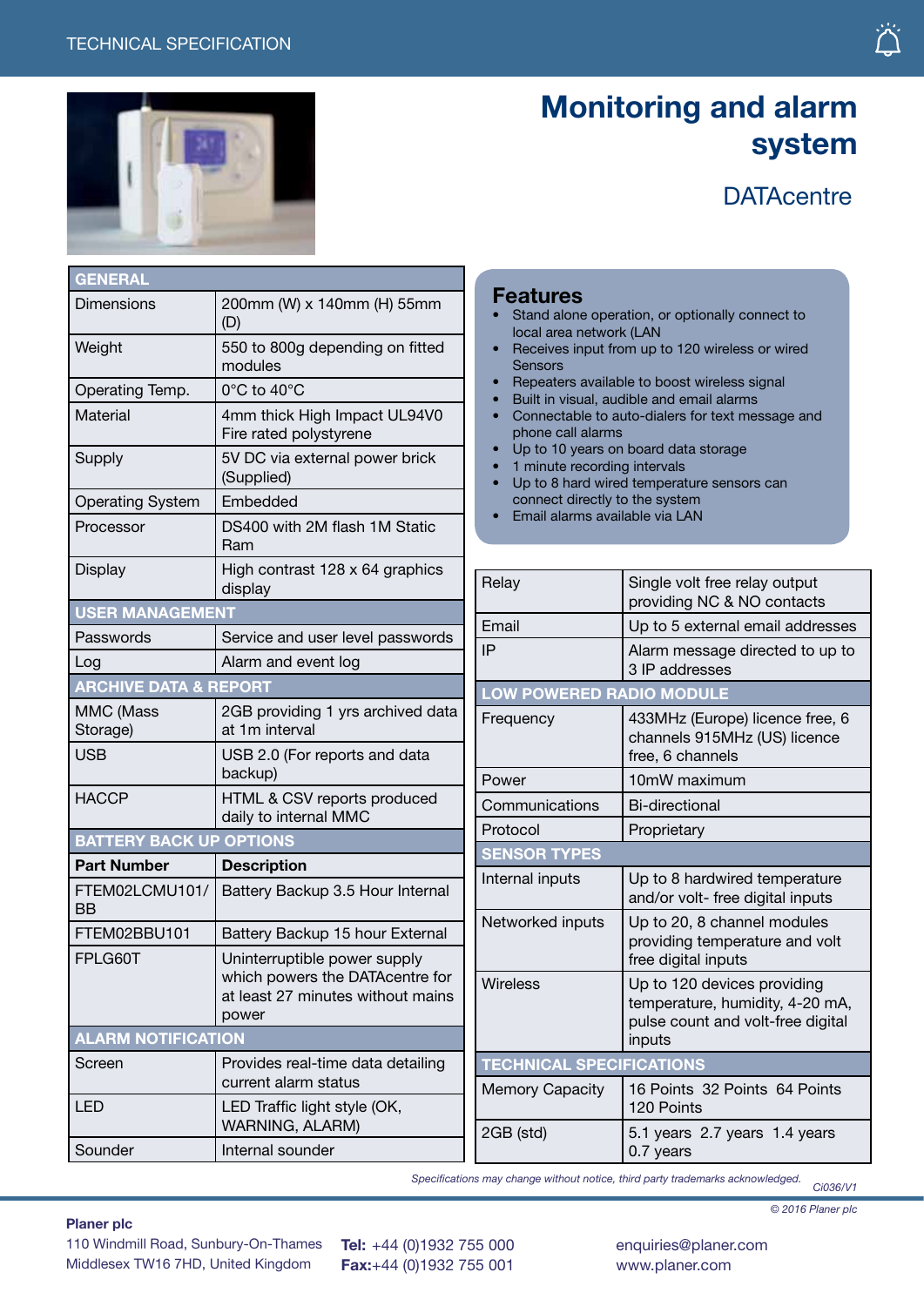# Monitoring and alarm system

## DATAcentre

| | |
|---|---|
| **GENERAL** | |
| Dimensions | 200mm (W) x 140mm (H) 55mm (D) |
| Weight | 550 to 800g depending on fitted modules |
| Operating Temp. | 0°C to 40°C |
| Material | 4mm thick High Impact UL94V0 Fire rated polystyrene |
| Supply | 5V DC via external power brick (Supplied) |
| Operating System | Embedded |
| Processor | DS400 with 2M flash 1M Static Ram |
| Display | High contrast 128 x 64 graphics display |
| **USER MANAGEMENT** | |
| Passwords | Service and user level passwords |
| Log | Alarm and event log |
| **ARCHIVE DATA & REPORT** | |
| MMC (Mass Storage) | 2GB providing 1 yrs archived data at 1m interval |
| USB | USB 2.0 (For reports and data backup) |
| HACCP | HTML & CSV reports produced daily to internal MMC |
| **BATTERY BACK UP OPTIONS** | |
| **Part Number** | **Description** |
| FTEM02LCMU101/BB | Battery Backup 3.5 Hour Internal |
| FTEM02BBU101 | Battery Backup 15 hour External |
| FPLG60T | Uninterruptible power supply which powers the DATAcentre for at least 27 minutes without mains power |
| **ALARM NOTIFICATION** | |
| Screen | Provides real-time data detailing current alarm status |
| LED | LED Traffic light style (OK, WARNING, ALARM) |
| Sounder | Internal sounder |

## Features

- Stand alone operation, or optionally connect to local area network (LAN
- Receives input from up to 120 wireless or wired Sensors
- Repeaters available to boost wireless signal
- Built in visual, audible and email alarms
- Connectable to auto-dialers for text message and phone call alarms
- Up to 10 years on board data storage
- 1 minute recording intervals
- Up to 8 hard wired temperature sensors can connect directly to the system
- Email alarms available via LAN

| | |
|---|---|
| Relay | Single volt free relay output providing NC & NO contacts |
| Email | Up to 5 external email addresses |
| IP | Alarm message directed to up to 3 IP addresses |
| **LOW POWERED RADIO MODULE** | |
| Frequency | 433MHz (Europe) licence free, 6 channels 915MHz (US) licence free, 6 channels |
| Power | 10mW maximum |
| Communications | Bi-directional |
| Protocol | Proprietary |
| **SENSOR TYPES** | |
| Internal inputs | Up to 8 hardwired temperature and/or volt- free digital inputs |
| Networked inputs | Up to 20, 8 channel modules providing temperature and volt free digital inputs |
| Wireless | Up to 120 devices providing temperature, humidity, 4-20 mA, pulse count and volt-free digital inputs |
| **TECHNICAL SPECIFICATIONS** | |
| Memory Capacity | 16 Points 32 Points 64 Points 120 Points |
| 2GB (std) | 5.1 years 2.7 years 1.4 years 0.7 years |

*Specifications may change without notice, third party trademarks acknowledged.* *Ci036/V1*

*© 2016 Planer plc*

**Planer plc**
110 Windmill Road, Sunbury-On-Thames
Middlesex TW16 7HD, United Kingdom

**Tel:** +44 (0)1932 755 000
**Fax:**+44 (0)1932 755 001

enquiries@planer.com
www.planer.com